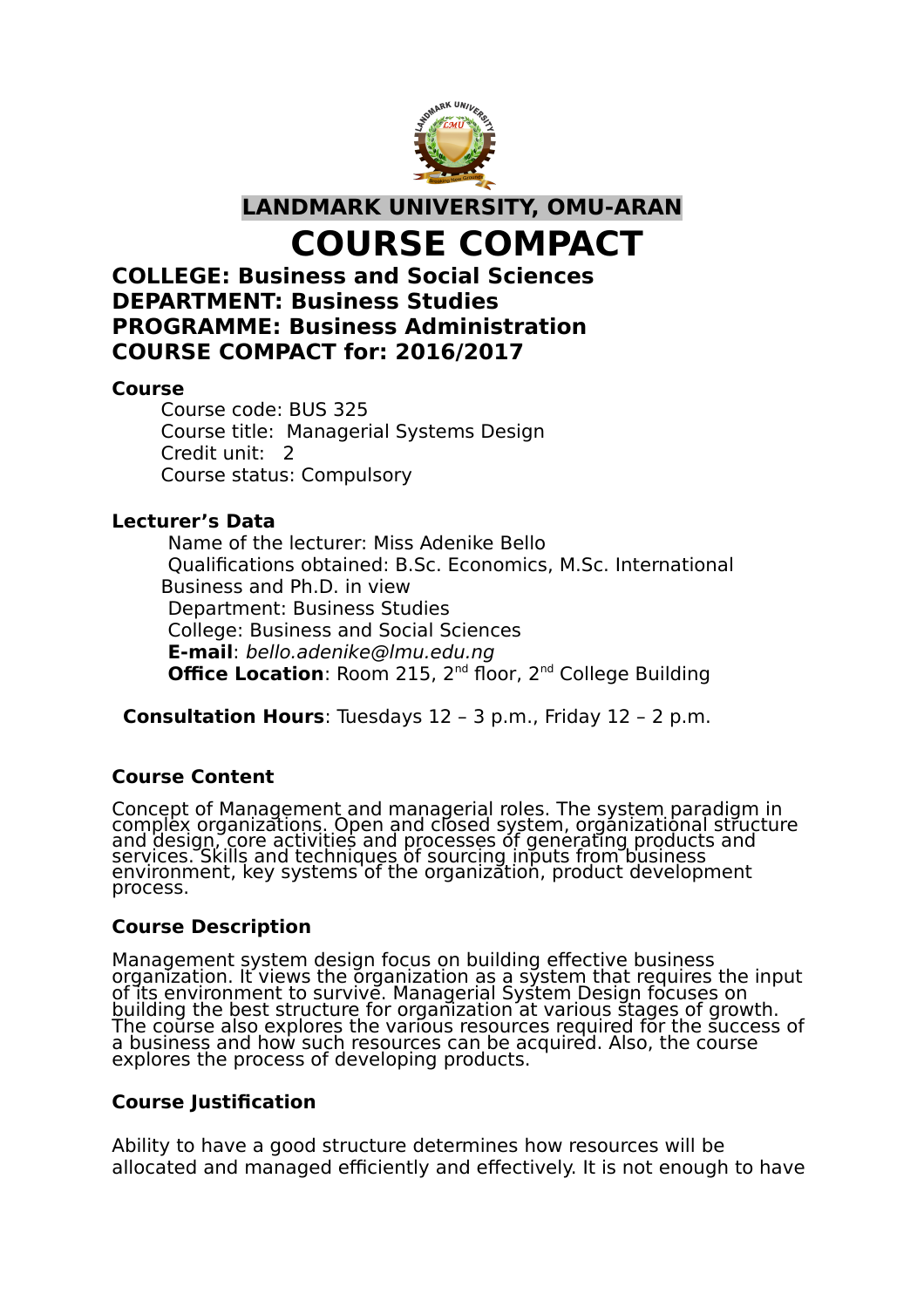**LANDMARK UNIVERSITY, OMU-ARAN**

# COURSE COMPACT

## COLLEGE: Business and Social Sciences
## DEPARTMENT: Business Studies
## PROGRAMME: Business Administration
## COURSE COMPACT for: 2016/2017

### Course

Course code: BUS 325
Course title: Managerial Systems Design
Credit unit: 2
Course status: Compulsory

### Lecturer's Data

Name of the lecturer: Miss Adenike Bello
Qualifications obtained: B.Sc. Economics, M.Sc. International Business and Ph.D. in view
Department: Business Studies
College: Business and Social Sciences
**E-mail**: *bello.adenike@lmu.edu.ng*
**Office Location**: Room 215, 2nd floor, 2nd College Building

**Consultation Hours**: Tuesdays 12 – 3 p.m., Friday 12 – 2 p.m.

### Course Content

Concept of Management and managerial roles. The system paradigm in complex organizations. Open and closed system, organizational structure and design, core activities and processes of generating products and services. Skills and techniques of sourcing inputs from business environment, key systems of the organization, product development process.

### Course Description

Management system design focus on building effective business organization. It views the organization as a system that requires the input of its environment to survive. Managerial System Design focuses on building the best structure for organization at various stages of growth. The course also explores the various resources required for the success of a business and how such resources can be acquired. Also, the course explores the process of developing products.

### Course Justification

Ability to have a good structure determines how resources will be allocated and managed efficiently and effectively. It is not enough to have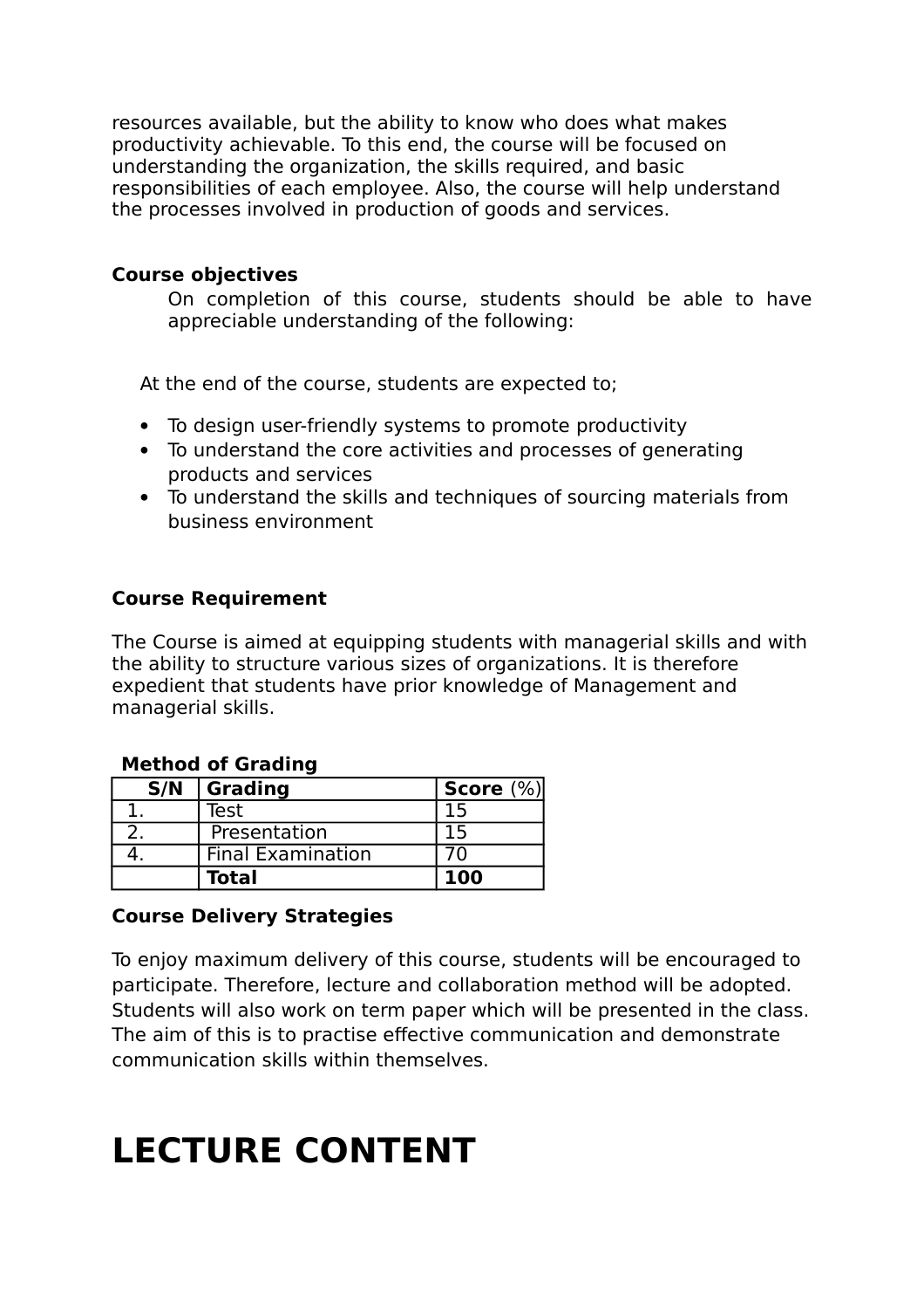resources available, but the ability to know who does what makes productivity achievable. To this end, the course will be focused on understanding the organization, the skills required, and basic responsibilities of each employee. Also, the course will help understand the processes involved in production of goods and services.

**Course objectives**

On completion of this course, students should be able to have appreciable understanding of the following:

At the end of the course, students are expected to;

- To design user-friendly systems to promote productivity
- To understand the core activities and processes of generating products and services
- To understand the skills and techniques of sourcing materials from business environment

**Course Requirement**

The Course is aimed at equipping students with managerial skills and with the ability to structure various sizes of organizations. It is therefore expedient that students have prior knowledge of Management and managerial skills.

**Method of Grading**

| S/N | Grading | Score (%) |
|---|---|---|
| 1. | Test | 15 |
| 2. | Presentation | 15 |
| 4. | Final Examination | 70 |
| | **Total** | **100** |

**Course Delivery Strategies**

To enjoy maximum delivery of this course, students will be encouraged to participate. Therefore, lecture and collaboration method will be adopted. Students will also work on term paper which will be presented in the class. The aim of this is to practise effective communication and demonstrate communication skills within themselves.

# LECTURE CONTENT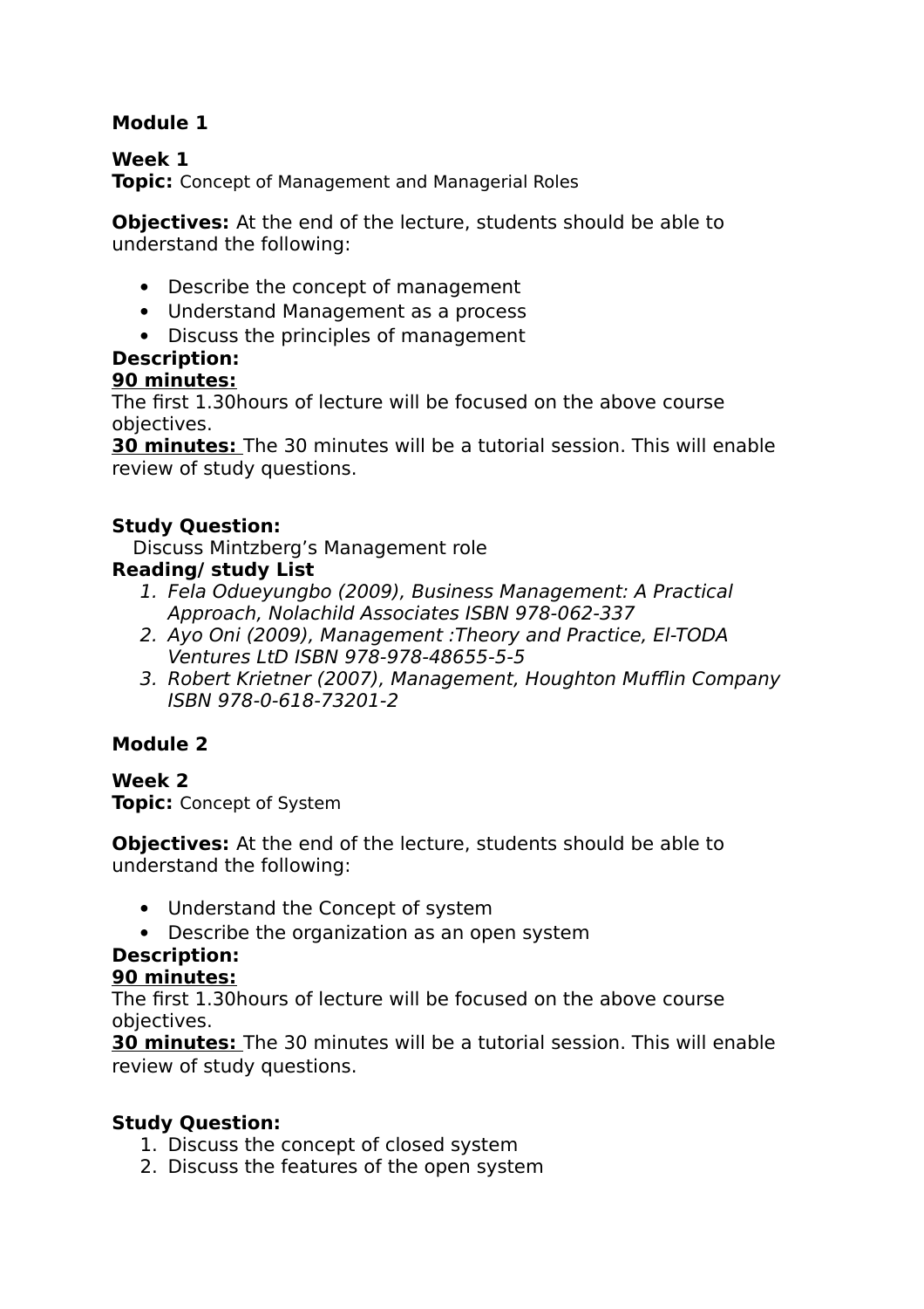**Module 1**

**Week 1**
**Topic:** Concept of Management and Managerial Roles

**Objectives:** At the end of the lecture, students should be able to understand the following:

- Describe the concept of management
- Understand Management as a process
- Discuss the principles of management

**Description:**
**90 minutes:**
The first 1.30hours of lecture will be focused on the above course objectives.
**30 minutes:** The 30 minutes will be a tutorial session. This will enable review of study questions.

**Study Question:**
Discuss Mintzberg's Management role

**Reading/ study List**

1. *Fela Odueyungbo (2009), Business Management: A Practical Approach, Nolachild Associates ISBN 978-062-337*
2. *Ayo Oni (2009), Management :Theory and Practice, El-TODA Ventures LtD ISBN 978-978-48655-5-5*
3. *Robert Krietner (2007), Management, Houghton Mufflin Company ISBN 978-0-618-73201-2*

**Module 2**

**Week 2**
**Topic:** Concept of System

**Objectives:** At the end of the lecture, students should be able to understand the following:

- Understand the Concept of system
- Describe the organization as an open system

**Description:**
**90 minutes:**
The first 1.30hours of lecture will be focused on the above course objectives.
**30 minutes:** The 30 minutes will be a tutorial session. This will enable review of study questions.

**Study Question:**

1. Discuss the concept of closed system
2. Discuss the features of the open system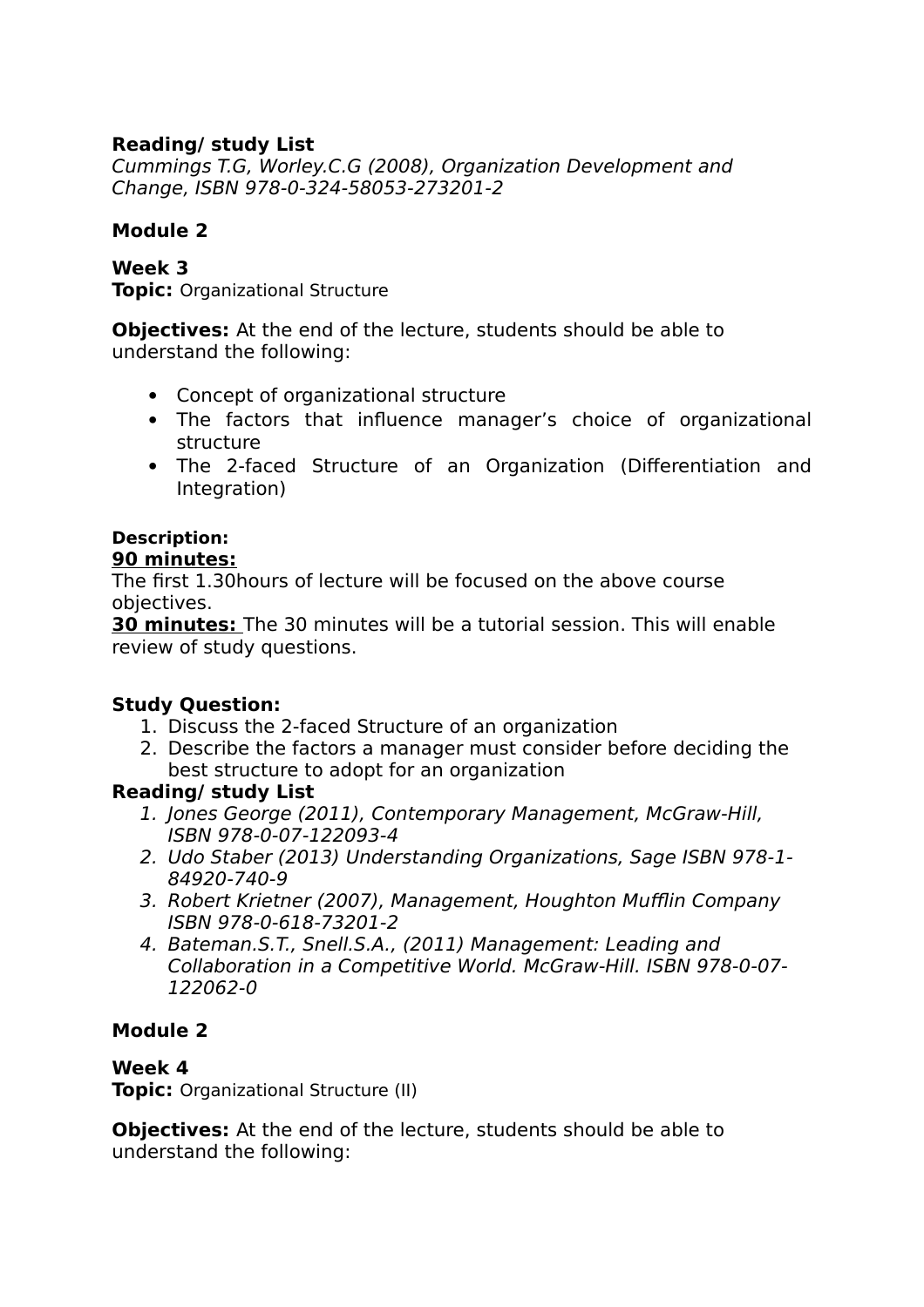**Reading/ study List**
*Cummings T.G, Worley.C.G (2008), Organization Development and Change, ISBN 978-0-324-58053-273201-2*

**Module 2**

**Week 3**
**Topic:** Organizational Structure

**Objectives:** At the end of the lecture, students should be able to understand the following:

- Concept of organizational structure
- The factors that influence manager's choice of organizational structure
- The 2-faced Structure of an Organization (Differentiation and Integration)

**Description:**
**90 minutes:**
The first 1.30hours of lecture will be focused on the above course objectives.
**30 minutes:** The 30 minutes will be a tutorial session. This will enable review of study questions.

**Study Question:**
1. Discuss the 2-faced Structure of an organization
2. Describe the factors a manager must consider before deciding the best structure to adopt for an organization

**Reading/ study List**
1. *Jones George (2011), Contemporary Management, McGraw-Hill, ISBN 978-0-07-122093-4*
2. *Udo Staber (2013) Understanding Organizations, Sage ISBN 978-1-84920-740-9*
3. *Robert Krietner (2007), Management, Houghton Mufflin Company ISBN 978-0-618-73201-2*
4. *Bateman.S.T., Snell.S.A., (2011) Management: Leading and Collaboration in a Competitive World. McGraw-Hill. ISBN 978-0-07-122062-0*

**Module 2**

**Week 4**
**Topic:** Organizational Structure (II)

**Objectives:** At the end of the lecture, students should be able to understand the following: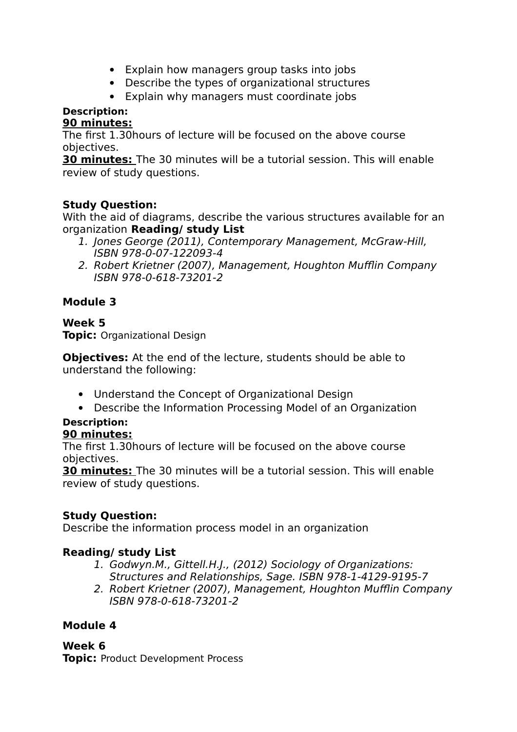- Explain how managers group tasks into jobs
- Describe the types of organizational structures
- Explain why managers must coordinate jobs

**Description:**
**<u>90 minutes:</u>**
The first 1.30hours of lecture will be focused on the above course objectives.
**<u>30 minutes:</u>** The 30 minutes will be a tutorial session. This will enable review of study questions.

**Study Question:**
With the aid of diagrams, describe the various structures available for an organization **Reading/ study List**

1. *Jones George (2011), Contemporary Management, McGraw-Hill, ISBN 978-0-07-122093-4*
2. *Robert Krietner (2007), Management, Houghton Mufflin Company ISBN 978-0-618-73201-2*

**Module 3**

**Week 5**
**Topic:** Organizational Design

**Objectives:** At the end of the lecture, students should be able to understand the following:

- Understand the Concept of Organizational Design
- Describe the Information Processing Model of an Organization

**Description:**
**<u>90 minutes:</u>**
The first 1.30hours of lecture will be focused on the above course objectives.
**<u>30 minutes:</u>** The 30 minutes will be a tutorial session. This will enable review of study questions.

**Study Question:**
Describe the information process model in an organization

**Reading/ study List**

1. *Godwyn.M., Gittell.H.J., (2012) Sociology of Organizations: Structures and Relationships, Sage. ISBN 978-1-4129-9195-7*
2. *Robert Krietner (2007), Management, Houghton Mufflin Company ISBN 978-0-618-73201-2*

**Module 4**

**Week 6**
**Topic:** Product Development Process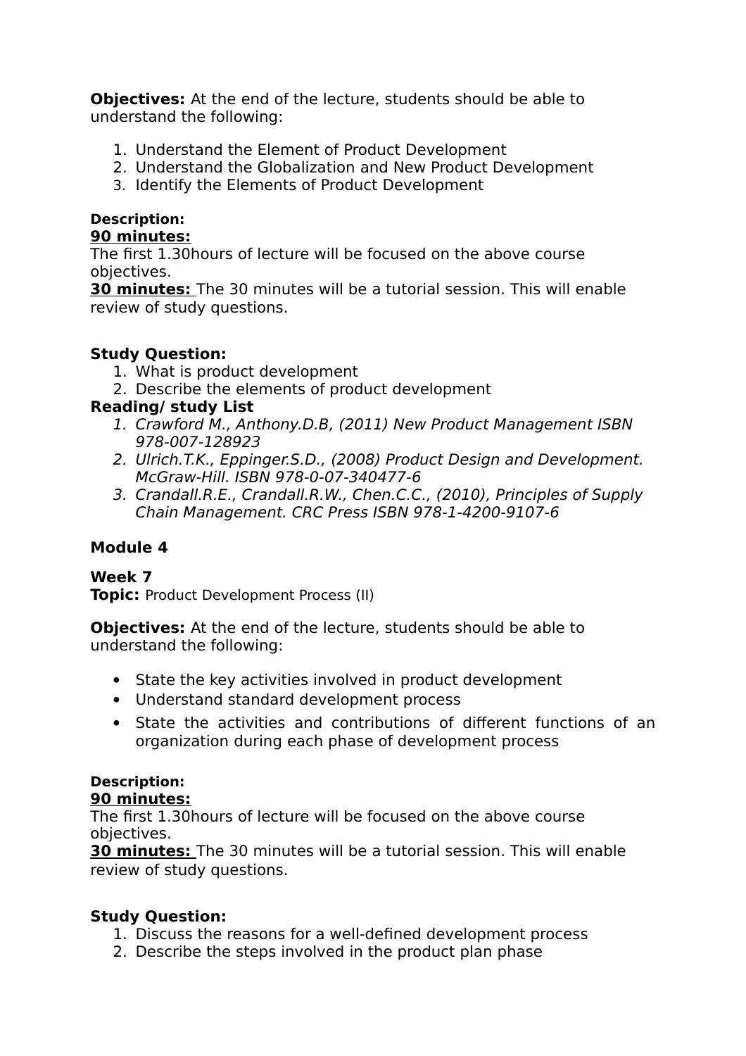**Objectives:** At the end of the lecture, students should be able to understand the following:

1. Understand the Element of Product Development
2. Understand the Globalization and New Product Development
3. Identify the Elements of Product Development

**Description:**
**<u>90 minutes:</u>**
The first 1.30hours of lecture will be focused on the above course objectives.
**<u>30 minutes:</u>** The 30 minutes will be a tutorial session. This will enable review of study questions.

**Study Question:**
1. What is product development
2. Describe the elements of product development

**Reading/ study List**
1. *Crawford M., Anthony.D.B, (2011) New Product Management ISBN 978-007-128923*
2. *Ulrich.T.K., Eppinger.S.D., (2008) Product Design and Development. McGraw-Hill. ISBN 978-0-07-340477-6*
3. *Crandall.R.E., Crandall.R.W., Chen.C.C., (2010), Principles of Supply Chain Management. CRC Press ISBN 978-1-4200-9107-6*

## Module 4

**Week 7**
**Topic:** Product Development Process (II)

**Objectives:** At the end of the lecture, students should be able to understand the following:

- State the key activities involved in product development
- Understand standard development process
- State the activities and contributions of different functions of an organization during each phase of development process

**Description:**
**<u>90 minutes:</u>**
The first 1.30hours of lecture will be focused on the above course objectives.
**<u>30 minutes:</u>** The 30 minutes will be a tutorial session. This will enable review of study questions.

**Study Question:**
1. Discuss the reasons for a well-defined development process
2. Describe the steps involved in the product plan phase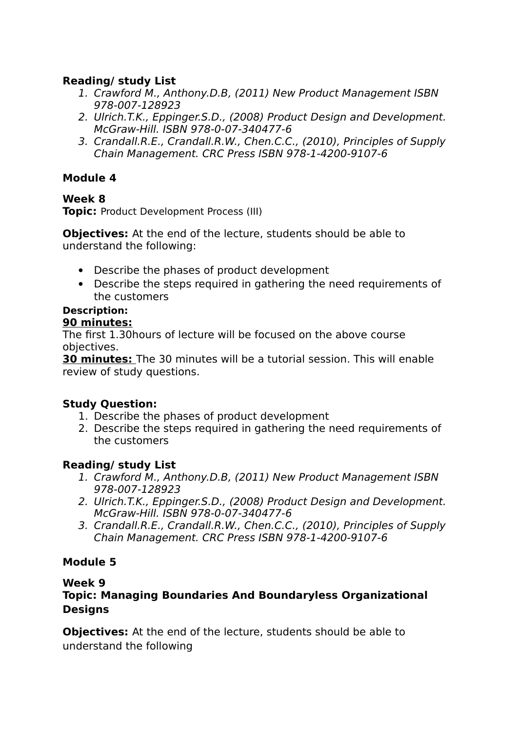**Reading/ study List**

1. *Crawford M., Anthony.D.B, (2011) New Product Management ISBN 978-007-128923*
2. *Ulrich.T.K., Eppinger.S.D., (2008) Product Design and Development. McGraw-Hill. ISBN 978-0-07-340477-6*
3. *Crandall.R.E., Crandall.R.W., Chen.C.C., (2010), Principles of Supply Chain Management. CRC Press ISBN 978-1-4200-9107-6*

**Module 4**

**Week 8**
**Topic:** Product Development Process (III)

**Objectives:** At the end of the lecture, students should be able to understand the following:

- Describe the phases of product development
- Describe the steps required in gathering the need requirements of the customers

**Description:**
**90 minutes:**
The first 1.30hours of lecture will be focused on the above course objectives.
**30 minutes:** The 30 minutes will be a tutorial session. This will enable review of study questions.

**Study Question:**

1. Describe the phases of product development
2. Describe the steps required in gathering the need requirements of the customers

**Reading/ study List**

1. *Crawford M., Anthony.D.B, (2011) New Product Management ISBN 978-007-128923*
2. *Ulrich.T.K., Eppinger.S.D., (2008) Product Design and Development. McGraw-Hill. ISBN 978-0-07-340477-6*
3. *Crandall.R.E., Crandall.R.W., Chen.C.C., (2010), Principles of Supply Chain Management. CRC Press ISBN 978-1-4200-9107-6*

**Module 5**

**Week 9**
**Topic: Managing Boundaries And Boundaryless Organizational Designs**

**Objectives:** At the end of the lecture, students should be able to understand the following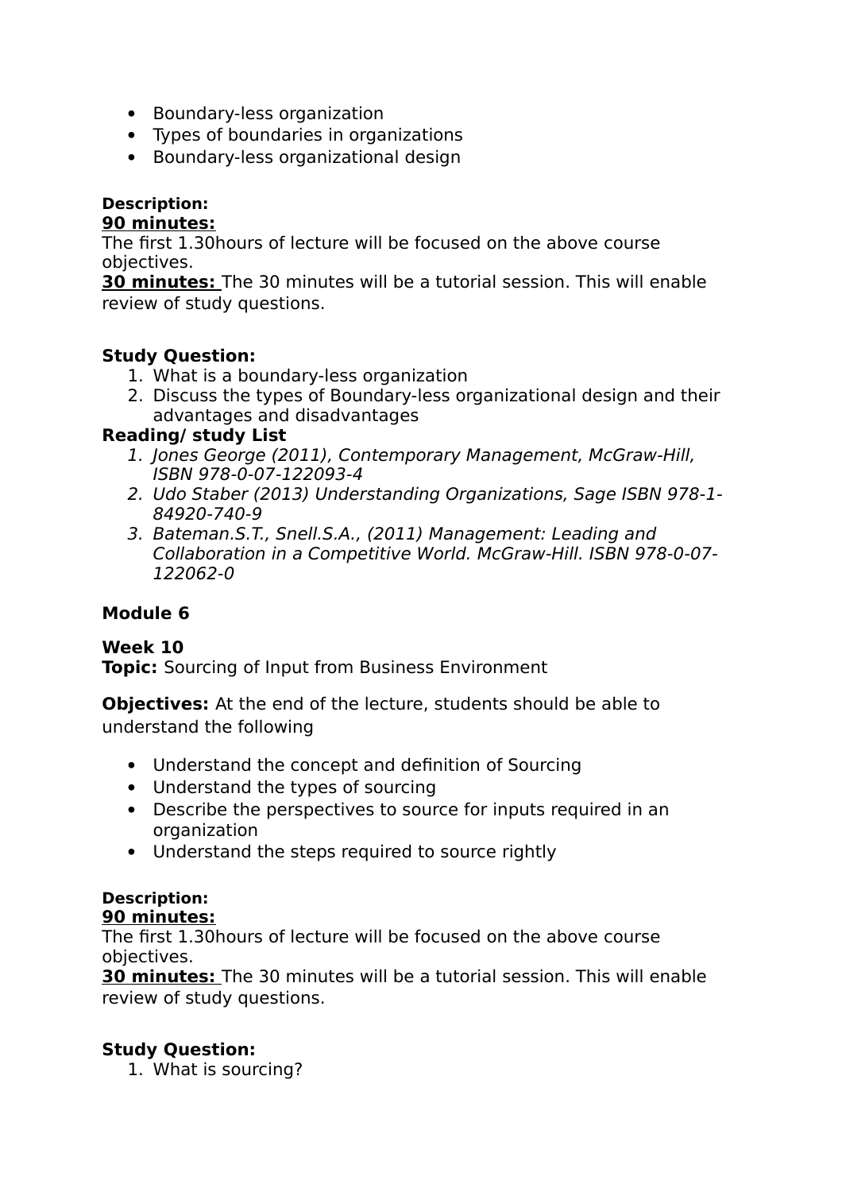- Boundary-less organization
- Types of boundaries in organizations
- Boundary-less organizational design

**Description:**
**<u>90 minutes:</u>**
The first 1.30hours of lecture will be focused on the above course objectives.
**<u>30 minutes:</u>** The 30 minutes will be a tutorial session. This will enable review of study questions.

**Study Question:**
1. What is a boundary-less organization
2. Discuss the types of Boundary-less organizational design and their advantages and disadvantages

**Reading/ study List**
1. *Jones George (2011), Contemporary Management, McGraw-Hill, ISBN 978-0-07-122093-4*
2. *Udo Staber (2013) Understanding Organizations, Sage ISBN 978-1-84920-740-9*
3. *Bateman.S.T., Snell.S.A., (2011) Management: Leading and Collaboration in a Competitive World. McGraw-Hill. ISBN 978-0-07-122062-0*

**Module 6**

**Week 10**
**Topic:** Sourcing of Input from Business Environment

**Objectives:** At the end of the lecture, students should be able to understand the following

- Understand the concept and definition of Sourcing
- Understand the types of sourcing
- Describe the perspectives to source for inputs required in an organization
- Understand the steps required to source rightly

**Description:**
**<u>90 minutes:</u>**
The first 1.30hours of lecture will be focused on the above course objectives.
**<u>30 minutes:</u>** The 30 minutes will be a tutorial session. This will enable review of study questions.

**Study Question:**
1. What is sourcing?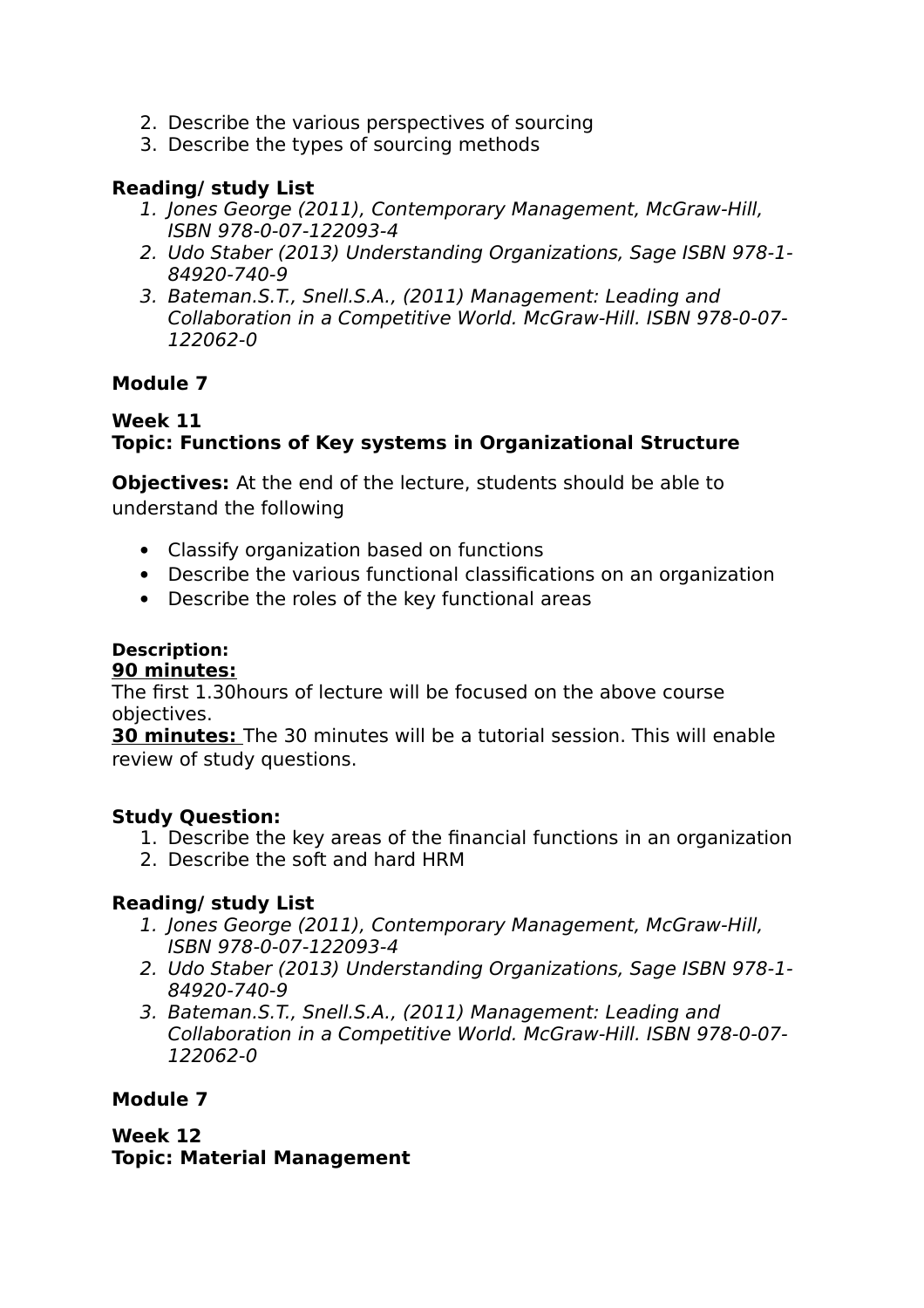2. Describe the various perspectives of sourcing
3. Describe the types of sourcing methods

**Reading/ study List**

1. *Jones George (2011), Contemporary Management, McGraw-Hill, ISBN 978-0-07-122093-4*
2. *Udo Staber (2013) Understanding Organizations, Sage ISBN 978-1-84920-740-9*
3. *Bateman.S.T., Snell.S.A., (2011) Management: Leading and Collaboration in a Competitive World. McGraw-Hill. ISBN 978-0-07-122062-0*

**Module 7**

**Week 11**
**Topic: Functions of Key systems in Organizational Structure**

**Objectives:** At the end of the lecture, students should be able to understand the following

- Classify organization based on functions
- Describe the various functional classifications on an organization
- Describe the roles of the key functional areas

**Description:**
**<u>90 minutes:</u>**
The first 1.30hours of lecture will be focused on the above course objectives.
**<u>30 minutes:</u>** The 30 minutes will be a tutorial session. This will enable review of study questions.

**Study Question:**

1. Describe the key areas of the financial functions in an organization
2. Describe the soft and hard HRM

**Reading/ study List**

1. *Jones George (2011), Contemporary Management, McGraw-Hill, ISBN 978-0-07-122093-4*
2. *Udo Staber (2013) Understanding Organizations, Sage ISBN 978-1-84920-740-9*
3. *Bateman.S.T., Snell.S.A., (2011) Management: Leading and Collaboration in a Competitive World. McGraw-Hill. ISBN 978-0-07-122062-0*

**Module 7**

**Week 12**
**Topic: Material Management**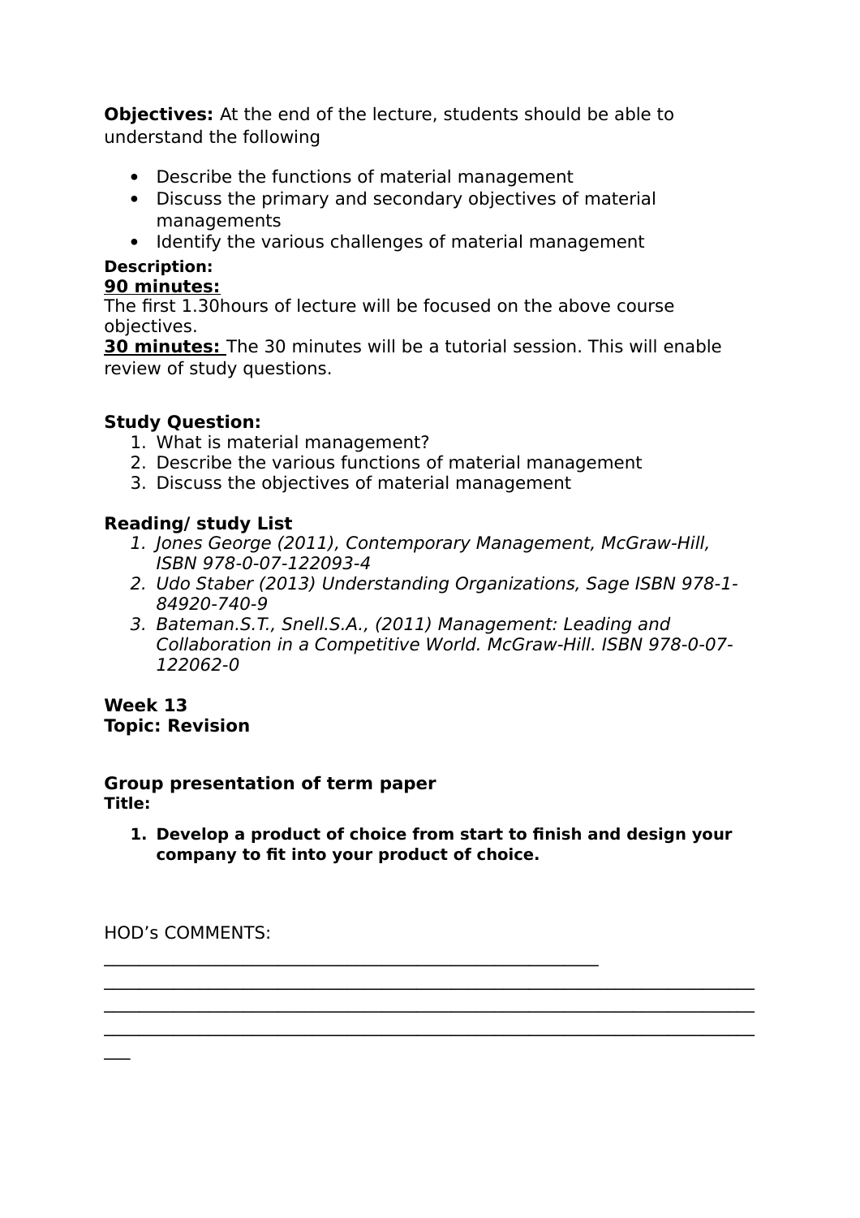**Objectives:** At the end of the lecture, students should be able to understand the following

- Describe the functions of material management
- Discuss the primary and secondary objectives of material managements
- Identify the various challenges of material management

**Description:**

**<u>90 minutes:</u>**
The first 1.30hours of lecture will be focused on the above course objectives.

**<u>30 minutes:</u>** The 30 minutes will be a tutorial session. This will enable review of study questions.

**Study Question:**

1. What is material management?
2. Describe the various functions of material management
3. Discuss the objectives of material management

**Reading/ study List**

1. *Jones George (2011), Contemporary Management, McGraw-Hill, ISBN 978-0-07-122093-4*
2. *Udo Staber (2013) Understanding Organizations, Sage ISBN 978-1-84920-740-9*
3. *Bateman.S.T., Snell.S.A., (2011) Management: Leading and Collaboration in a Competitive World. McGraw-Hill. ISBN 978-0-07-122062-0*

**Week 13**
**Topic: Revision**

**Group presentation of term paper**
**Title:**

1. **Develop a product of choice from start to finish and design your company to fit into your product of choice.**

HOD's COMMENTS:
_______________________________________________________
_________________________________________________________________________
_________________________________________________________________________
_________________________________________________________________________
___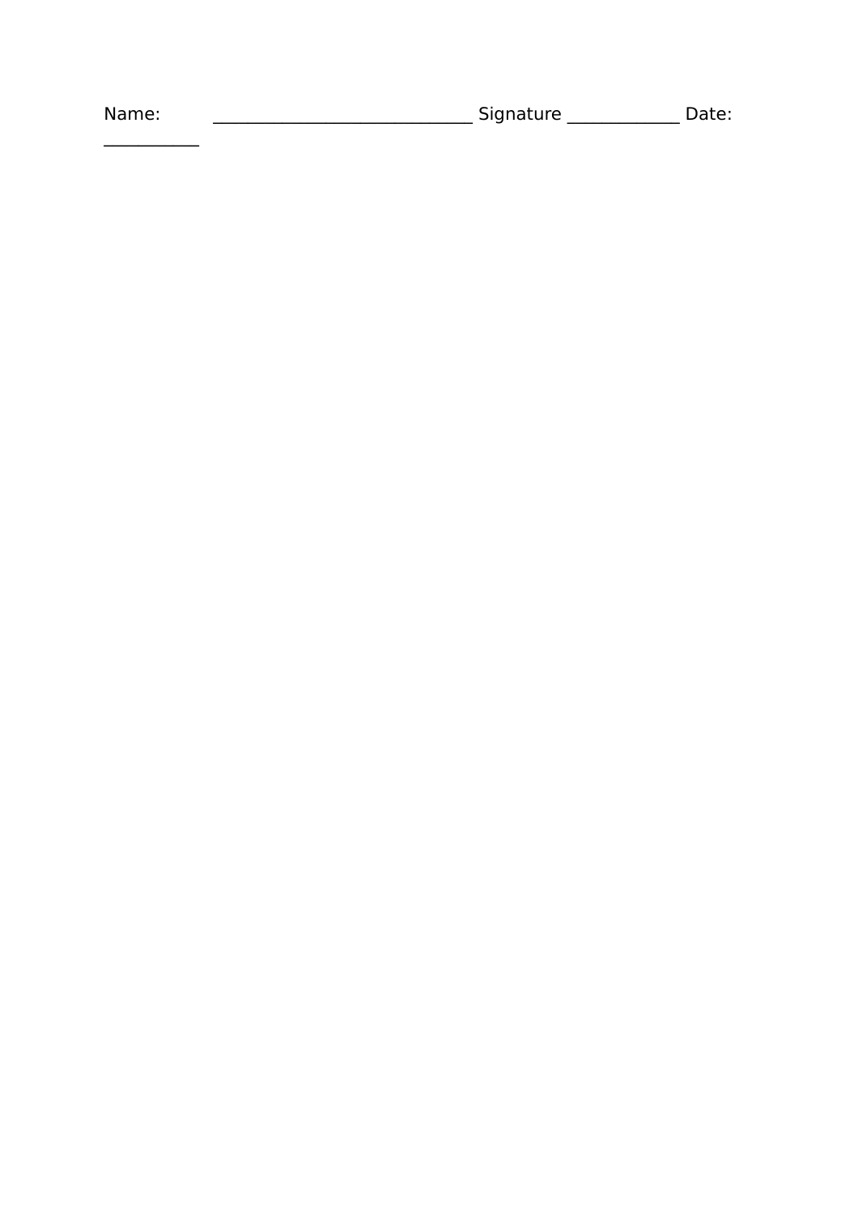Name: ____________________________ Signature ____________ Date: __________